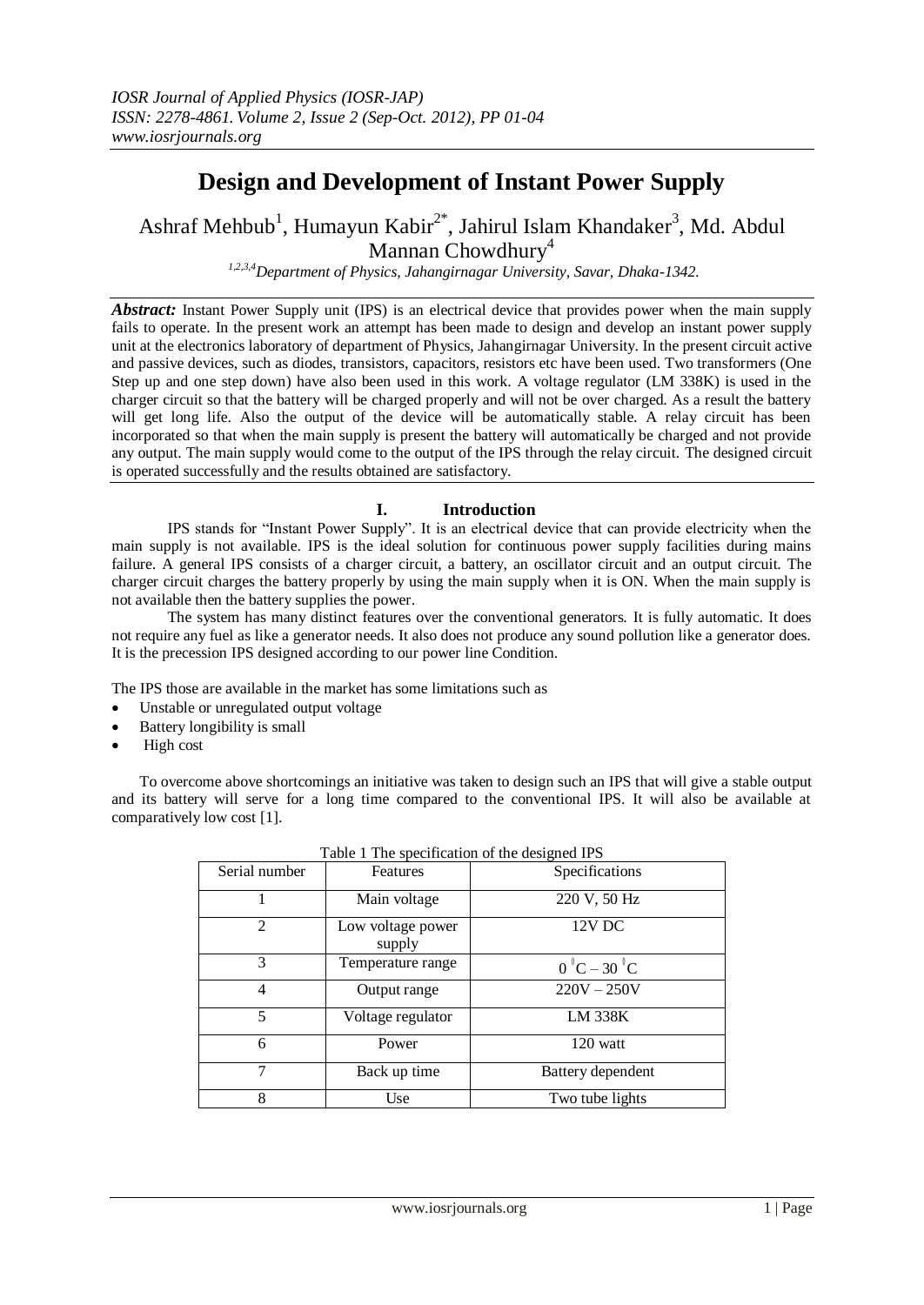# Design and Development of Instant Power Supply

Ashraf Mehbub[1], Humayun Kabir[2*], Jahirul Islam Khandaker[3], Md. Abdul Mannan Chowdhury[4]

[1,2,3,4]*Department of Physics, Jahangirnagar University, Savar, Dhaka-1342.*

***Abstract:*** Instant Power Supply unit (IPS) is an electrical device that provides power when the main supply fails to operate. In the present work an attempt has been made to design and develop an instant power supply unit at the electronics laboratory of department of Physics, Jahangirnagar University. In the present circuit active and passive devices, such as diodes, transistors, capacitors, resistors etc have been used. Two transformers (One Step up and one step down) have also been used in this work. A voltage regulator (LM 338K) is used in the charger circuit so that the battery will be charged properly and will not be over charged. As a result the battery will get long life. Also the output of the device will be automatically stable. A relay circuit has been incorporated so that when the main supply is present the battery will automatically be charged and not provide any output. The main supply would come to the output of the IPS through the relay circuit. The designed circuit is operated successfully and the results obtained are satisfactory.

## I. Introduction

IPS stands for "Instant Power Supply". It is an electrical device that can provide electricity when the main supply is not available. IPS is the ideal solution for continuous power supply facilities during mains failure. A general IPS consists of a charger circuit, a battery, an oscillator circuit and an output circuit. The charger circuit charges the battery properly by using the main supply when it is ON. When the main supply is not available then the battery supplies the power.

The system has many distinct features over the conventional generators. It is fully automatic. It does not require any fuel as like a generator needs. It also does not produce any sound pollution like a generator does. It is the precession IPS designed according to our power line Condition.

The IPS those are available in the market has some limitations such as

- Unstable or unregulated output voltage
- Battery longibility is small
- High cost

To overcome above shortcomings an initiative was taken to design such an IPS that will give a stable output and its battery will serve for a long time compared to the conventional IPS. It will also be available at comparatively low cost [1].

Table 1 The specification of the designed IPS

| Serial number | Features | Specifications |
|---|---|---|
| 1 | Main voltage | 220 V, 50 Hz |
| 2 | Low voltage power supply | 12V DC |
| 3 | Temperature range | $0\,^{0}C - 30\,^{0}C$ |
| 4 | Output range | 220V – 250V |
| 5 | Voltage regulator | LM 338K |
| 6 | Power | 120 watt |
| 7 | Back up time | Battery dependent |
| 8 | Use | Two tube lights |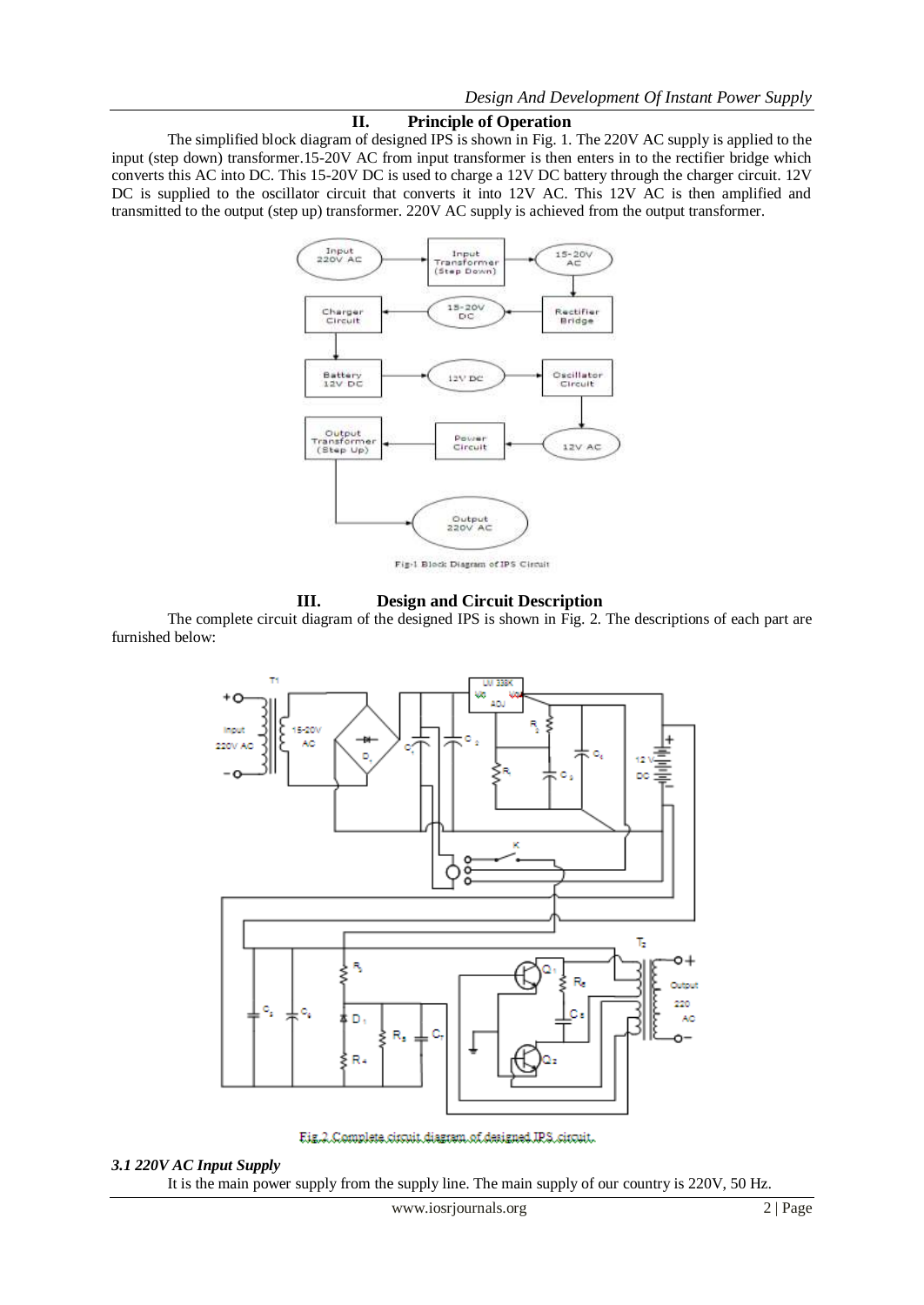## II. Principle of Operation

The simplified block diagram of designed IPS is shown in Fig. 1. The 220V AC supply is applied to the input (step down) transformer.15-20V AC from input transformer is then enters in to the rectifier bridge which converts this AC into DC. This 15-20V DC is used to charge a 12V DC battery through the charger circuit. 12V DC is supplied to the oscillator circuit that converts it into 12V AC. This 12V AC is then amplified and transmitted to the output (step up) transformer. 220V AC supply is achieved from the output transformer.

Fig-1 Block Diagram of IPS Circuit

## III. Design and Circuit Description

The complete circuit diagram of the designed IPS is shown in Fig. 2. The descriptions of each part are furnished below:

Fig.2 Complete circuit diagram of designed IPS circuit.

### *3.1 220V AC Input Supply*

It is the main power supply from the supply line. The main supply of our country is 220V, 50 Hz.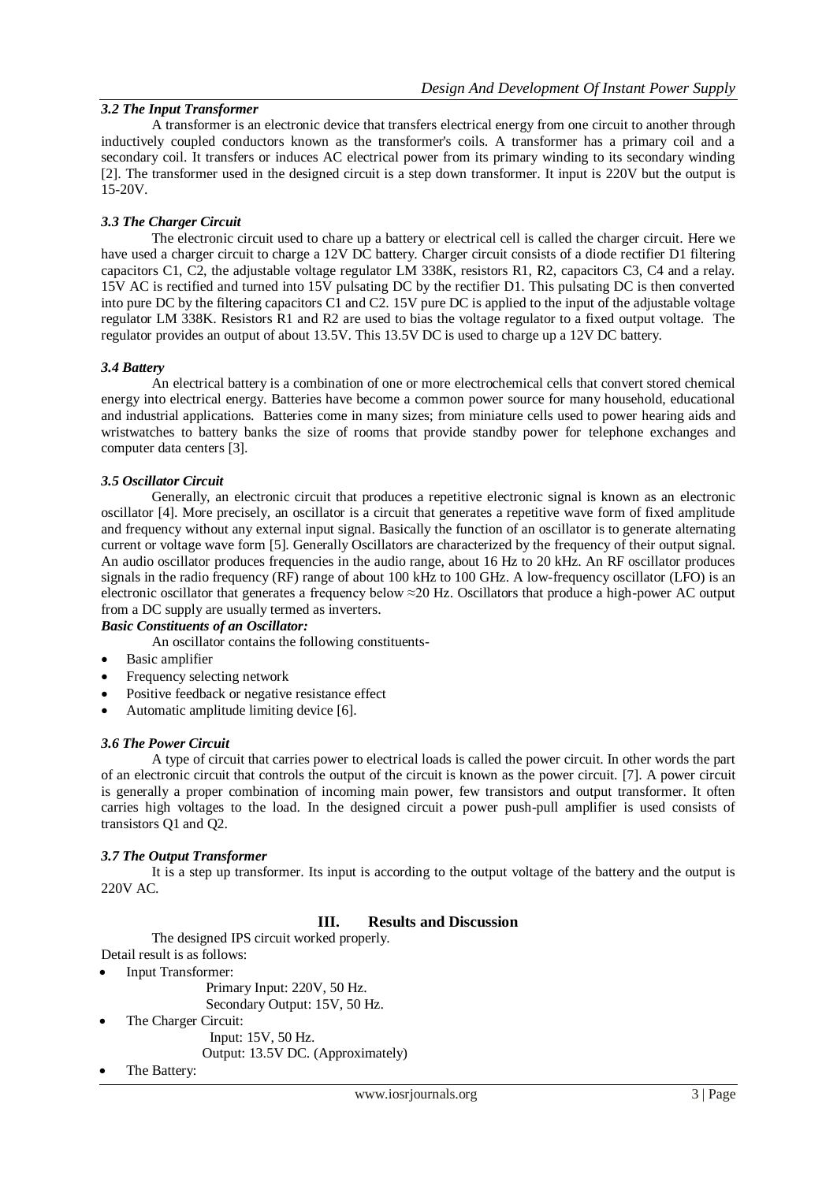### *3.2 The Input Transformer*

A transformer is an electronic device that transfers electrical energy from one circuit to another through inductively coupled conductors known as the transformer's coils. A transformer has a primary coil and a secondary coil. It transfers or induces AC electrical power from its primary winding to its secondary winding [2]. The transformer used in the designed circuit is a step down transformer. It input is 220V but the output is 15-20V.

### *3.3 The Charger Circuit*

The electronic circuit used to chare up a battery or electrical cell is called the charger circuit. Here we have used a charger circuit to charge a 12V DC battery. Charger circuit consists of a diode rectifier D1 filtering capacitors C1, C2, the adjustable voltage regulator LM 338K, resistors R1, R2, capacitors C3, C4 and a relay. 15V AC is rectified and turned into 15V pulsating DC by the rectifier D1. This pulsating DC is then converted into pure DC by the filtering capacitors C1 and C2. 15V pure DC is applied to the input of the adjustable voltage regulator LM 338K. Resistors R1 and R2 are used to bias the voltage regulator to a fixed output voltage. The regulator provides an output of about 13.5V. This 13.5V DC is used to charge up a 12V DC battery.

### *3.4 Battery*

An electrical battery is a combination of one or more electrochemical cells that convert stored chemical energy into electrical energy. Batteries have become a common power source for many household, educational and industrial applications. Batteries come in many sizes; from miniature cells used to power hearing aids and wristwatches to battery banks the size of rooms that provide standby power for telephone exchanges and computer data centers [3].

### *3.5 Oscillator Circuit*

Generally, an electronic circuit that produces a repetitive electronic signal is known as an electronic oscillator [4]. More precisely, an oscillator is a circuit that generates a repetitive wave form of fixed amplitude and frequency without any external input signal. Basically the function of an oscillator is to generate alternating current or voltage wave form [5]. Generally Oscillators are characterized by the frequency of their output signal. An audio oscillator produces frequencies in the audio range, about 16 Hz to 20 kHz. An RF oscillator produces signals in the radio frequency (RF) range of about 100 kHz to 100 GHz. A low-frequency oscillator (LFO) is an electronic oscillator that generates a frequency below ≈20 Hz. Oscillators that produce a high-power AC output from a DC supply are usually termed as inverters.

***Basic Constituents of an Oscillator:***

An oscillator contains the following constituents-

- Basic amplifier
- Frequency selecting network
- Positive feedback or negative resistance effect
- Automatic amplitude limiting device [6].

### *3.6 The Power Circuit*

A type of circuit that carries power to electrical loads is called the power circuit. In other words the part of an electronic circuit that controls the output of the circuit is known as the power circuit. [7]. A power circuit is generally a proper combination of incoming main power, few transistors and output transformer. It often carries high voltages to the load. In the designed circuit a power push-pull amplifier is used consists of transistors Q1 and Q2.

### *3.7 The Output Transformer*

It is a step up transformer. Its input is according to the output voltage of the battery and the output is 220V AC.

## III. Results and Discussion

The designed IPS circuit worked properly.

Detail result is as follows:

- Input Transformer:
  - Primary Input: 220V, 50 Hz.
  - Secondary Output: 15V, 50 Hz.
- The Charger Circuit:
  - Input: 15V, 50 Hz.
  - Output: 13.5V DC. (Approximately)
- The Battery: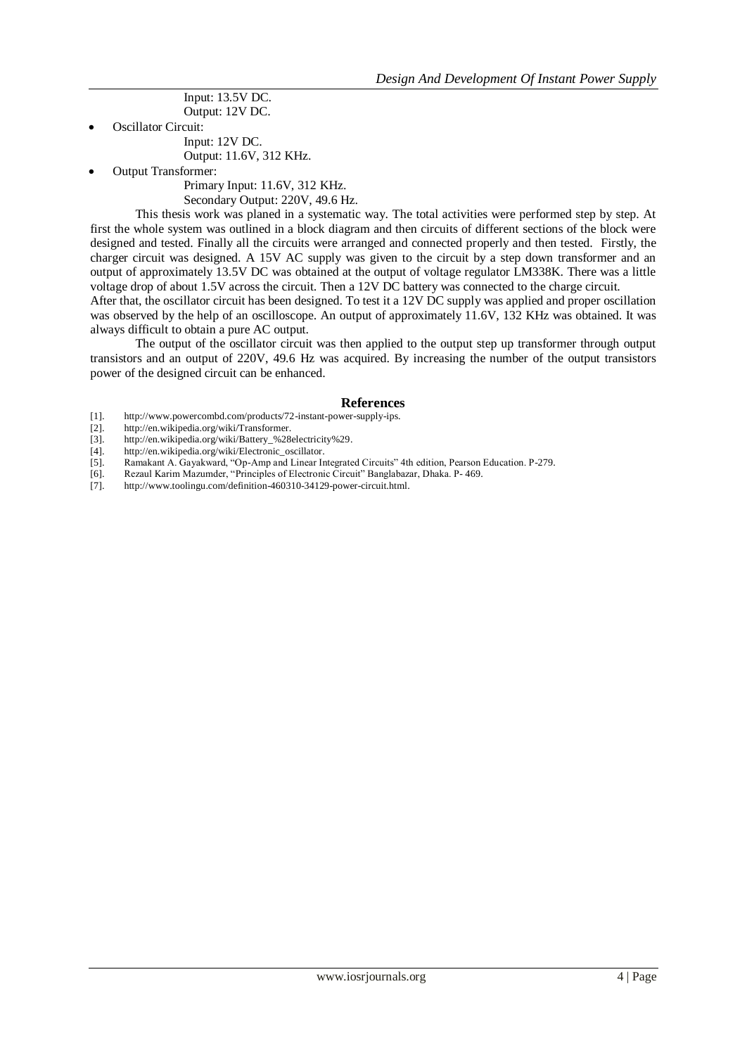Input: 13.5V DC.
Output: 12V DC.

- Oscillator Circuit:
  Input: 12V DC.
  Output: 11.6V, 312 KHz.
- Output Transformer:
  Primary Input: 11.6V, 312 KHz.
  Secondary Output: 220V, 49.6 Hz.

This thesis work was planed in a systematic way. The total activities were performed step by step. At first the whole system was outlined in a block diagram and then circuits of different sections of the block were designed and tested. Finally all the circuits were arranged and connected properly and then tested. Firstly, the charger circuit was designed. A 15V AC supply was given to the circuit by a step down transformer and an output of approximately 13.5V DC was obtained at the output of voltage regulator LM338K. There was a little voltage drop of about 1.5V across the circuit. Then a 12V DC battery was connected to the charge circuit.

After that, the oscillator circuit has been designed. To test it a 12V DC supply was applied and proper oscillation was observed by the help of an oscilloscope. An output of approximately 11.6V, 132 KHz was obtained. It was always difficult to obtain a pure AC output.

The output of the oscillator circuit was then applied to the output step up transformer through output transistors and an output of 220V, 49.6 Hz was acquired. By increasing the number of the output transistors power of the designed circuit can be enhanced.

## References

[1]. http://www.powercombd.com/products/72-instant-power-supply-ips.
[2]. http://en.wikipedia.org/wiki/Transformer.
[3]. http://en.wikipedia.org/wiki/Battery_%28electricity%29.
[4]. http://en.wikipedia.org/wiki/Electronic_oscillator.
[5]. Ramakant A. Gayakward, "Op-Amp and Linear Integrated Circuits" 4th edition, Pearson Education. P-279.
[6]. Rezaul Karim Mazumder, "Principles of Electronic Circuit" Banglabazar, Dhaka. P- 469.
[7]. http://www.toolingu.com/definition-460310-34129-power-circuit.html.